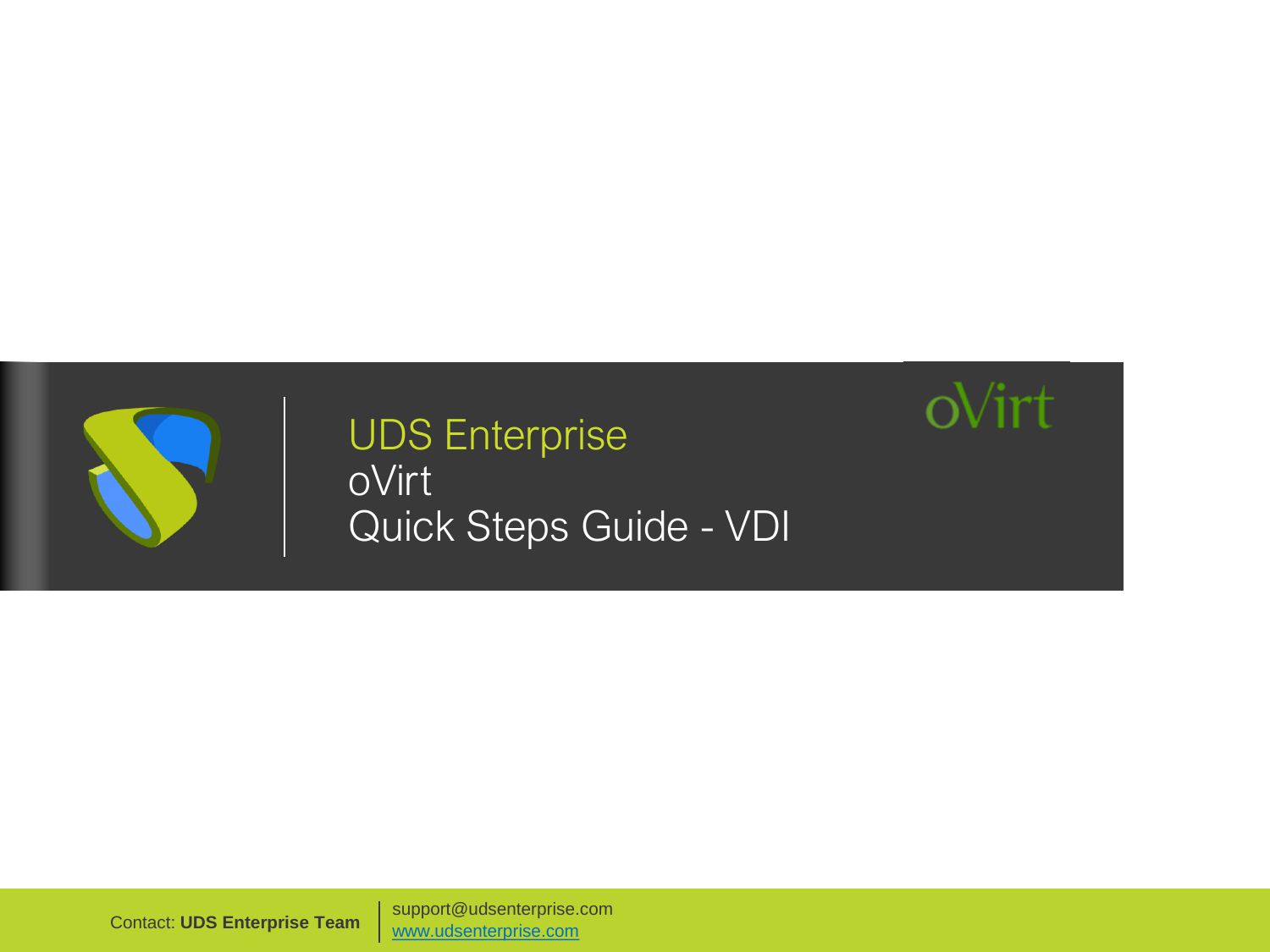# UDS Enterprise
# oVirt
# Quick Steps Guide - VDI

oVirt

Contact: **UDS Enterprise Team**

support@udsenterprise.com
www.udsenterprise.com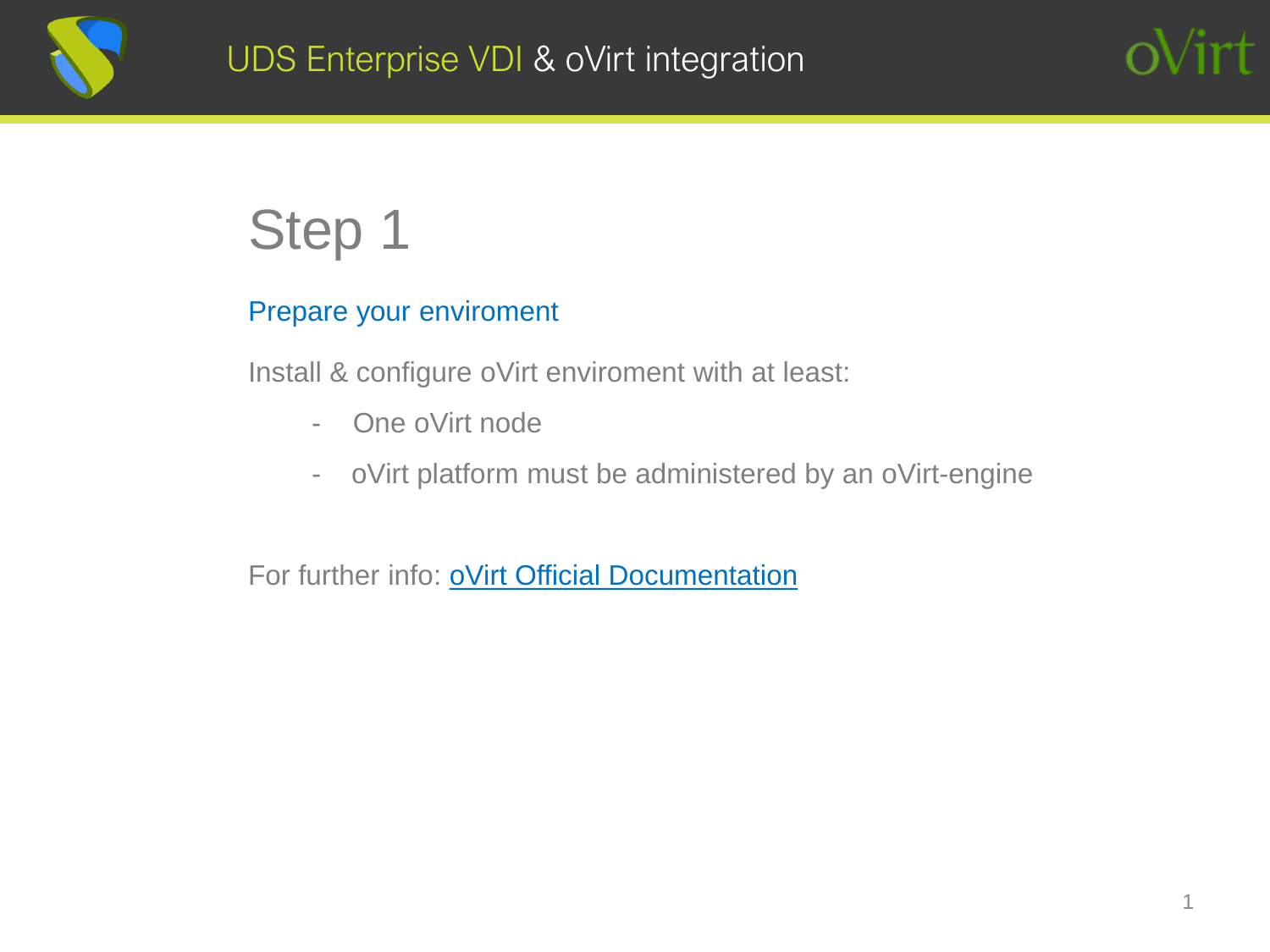# Step 1

## Prepare your enviroment

Install & configure oVirt enviroment with at least:

- One oVirt node
- oVirt platform must be administered by an oVirt-engine

For further info: oVirt Official Documentation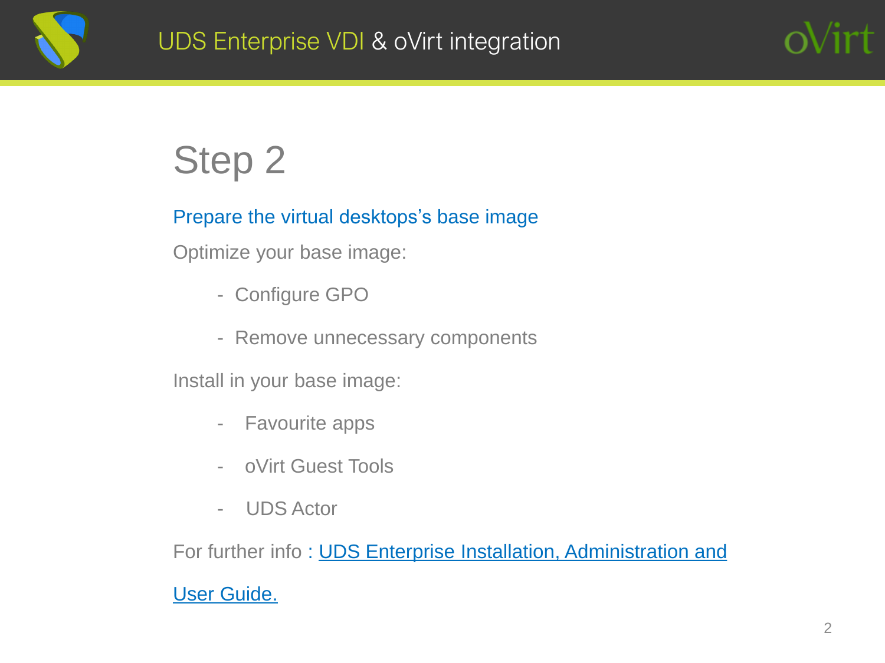# Step 2

## Prepare the virtual desktops's base image

Optimize your base image:

- Configure GPO
- Remove unnecessary components

Install in your base image:

- Favourite apps
- oVirt Guest Tools
- UDS Actor

For further info : [UDS Enterprise Installation, Administration and User Guide.]()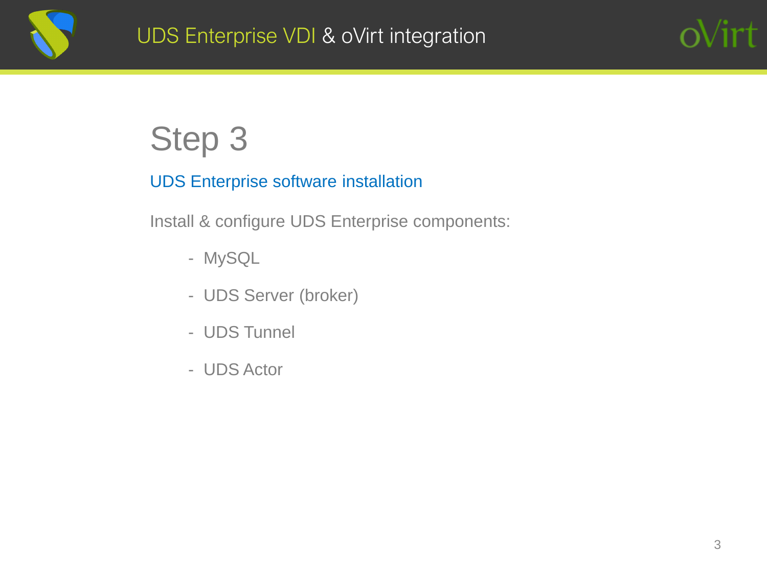# Step 3

## UDS Enterprise software installation

Install & configure UDS Enterprise components:

- MySQL
- UDS Server (broker)
- UDS Tunnel
- UDS Actor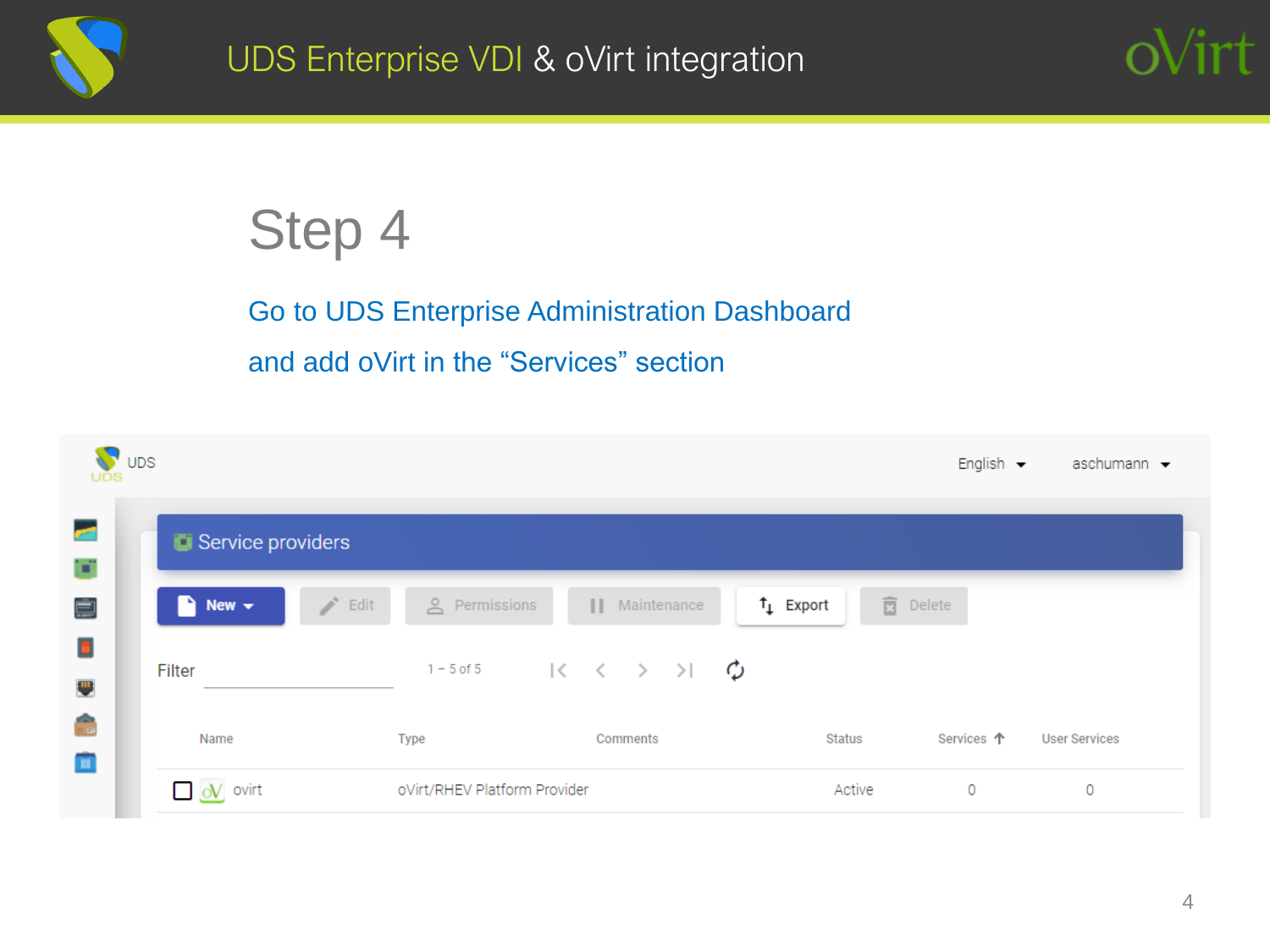UDS Enterprise VDI & oVirt integration

# Step 4

Go to UDS Enterprise Administration Dashboard

and add oVirt in the “Services” section

UDS

English aschumann

Service providers

New Edit Permissions Maintenance Export Delete

Filter 1 – 5 of 5

| Name | Type | Comments | Status | Services | User Services |
|---|---|---|---|---|---|
| ovirt | oVirt/RHEV Platform Provider | | Active | 0 | 0 |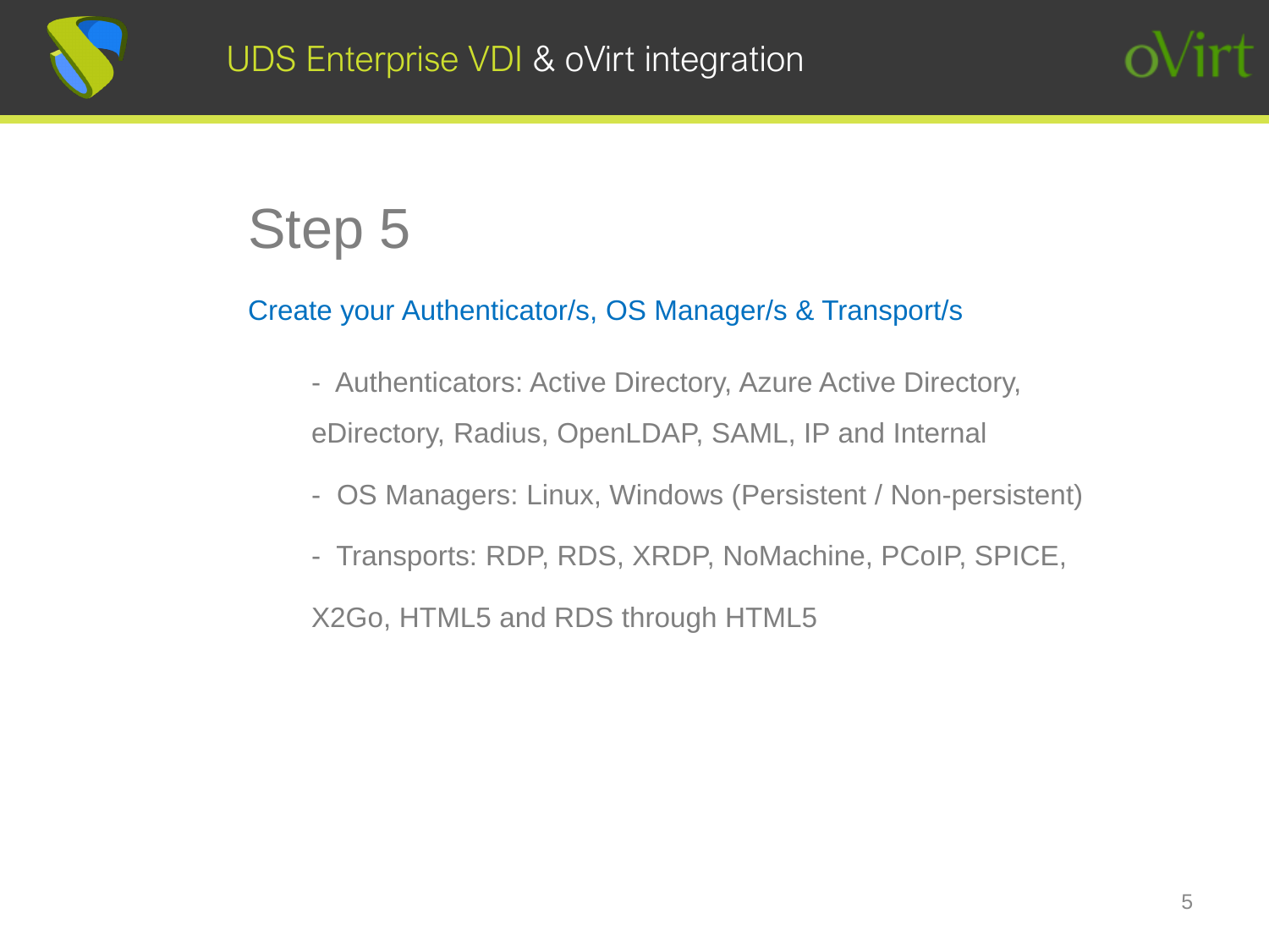# Step 5

Create your Authenticator/s, OS Manager/s & Transport/s

- Authenticators: Active Directory, Azure Active Directory, eDirectory, Radius, OpenLDAP, SAML, IP and Internal
- OS Managers: Linux, Windows (Persistent / Non-persistent)
- Transports: RDP, RDS, XRDP, NoMachine, PCoIP, SPICE, X2Go, HTML5 and RDS through HTML5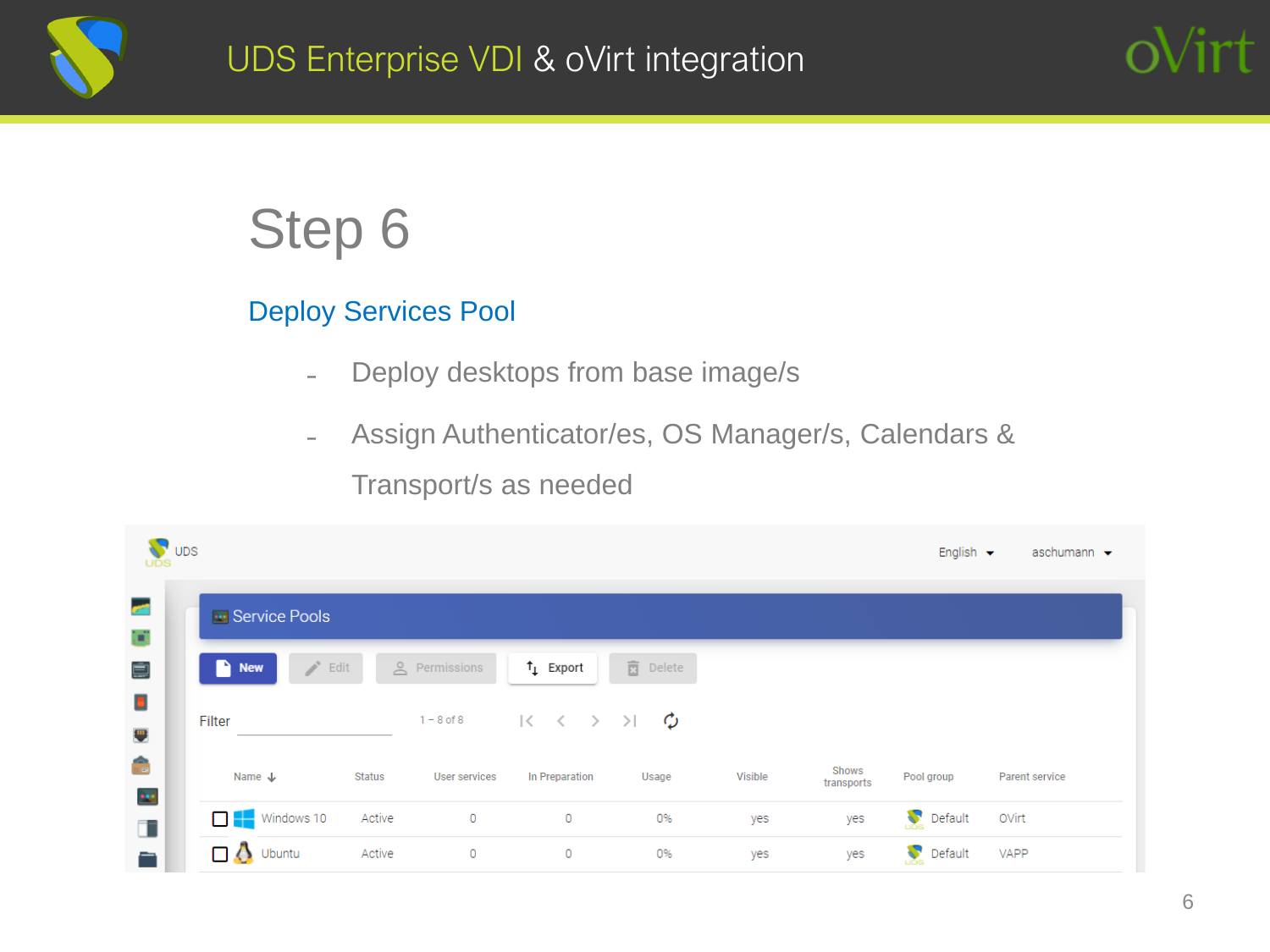UDS Enterprise VDI & oVirt integration

# Step 6

## Deploy Services Pool

- Deploy desktops from base image/s
- Assign Authenticator/es, OS Manager/s, Calendars & Transport/s as needed

UDS

English aschumann

Service Pools

New | Edit | Permissions | Export | Delete

Filter

1 – 8 of 8

| Name | Status | User services | In Preparation | Usage | Visible | Shows transports | Pool group | Parent service |
| --- | --- | --- | --- | --- | --- | --- | --- | --- |
| Windows 10 | Active | 0 | 0 | 0% | yes | yes | Default | OVirt |
| Ubuntu | Active | 0 | 0 | 0% | yes | yes | Default | VAPP |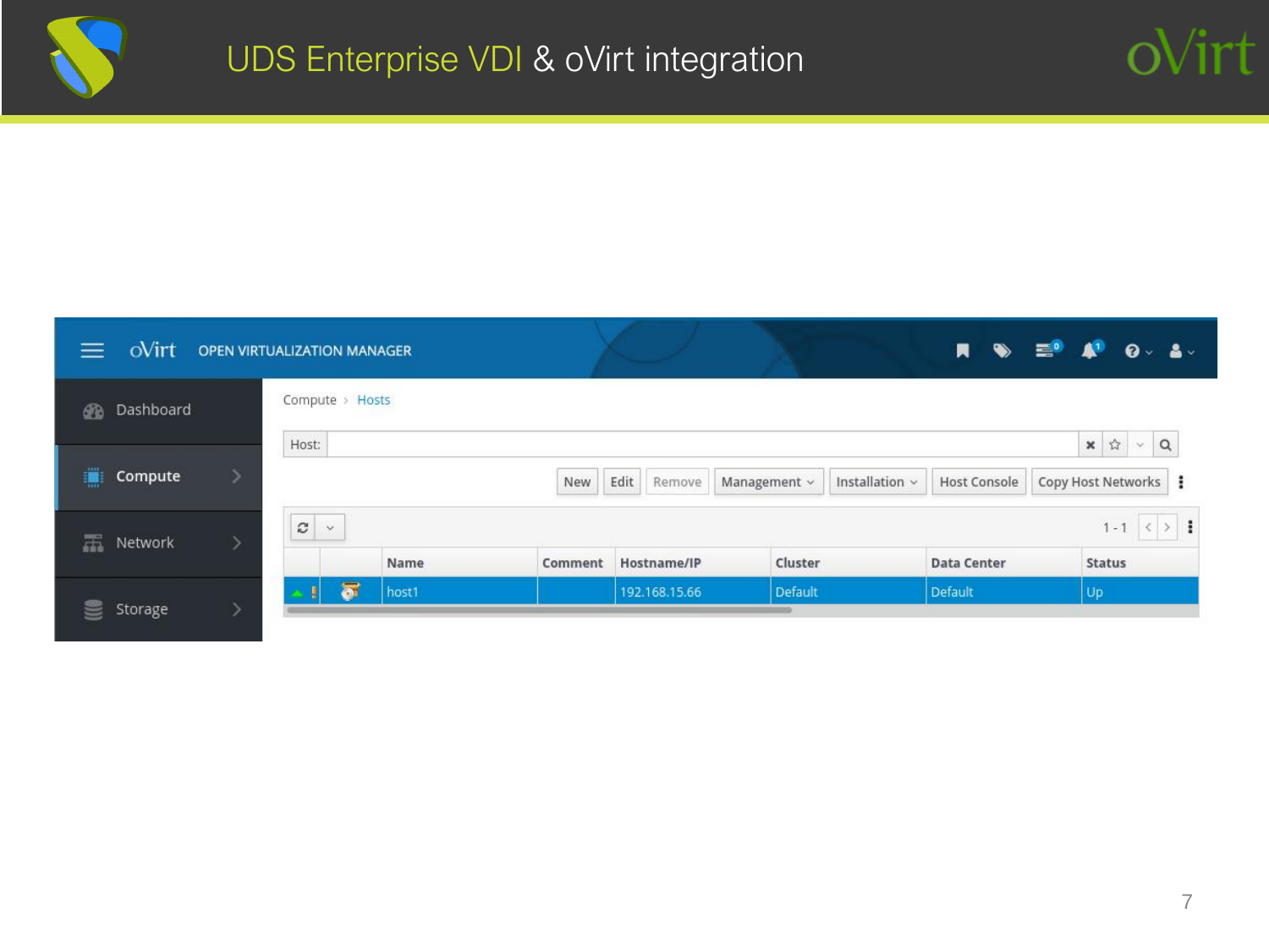oVirt OPEN VIRTUALIZATION MANAGER

- Dashboard
- Compute
- Network
- Storage

Compute > Hosts

Host:

New | Edit | Remove | Management | Installation | Host Console | Copy Host Networks

1 - 1

| Name | Comment | Hostname/IP | Cluster | Data Center | Status |
| --- | --- | --- | --- | --- | --- |
| host1 | | 192.168.15.66 | Default | Default | Up |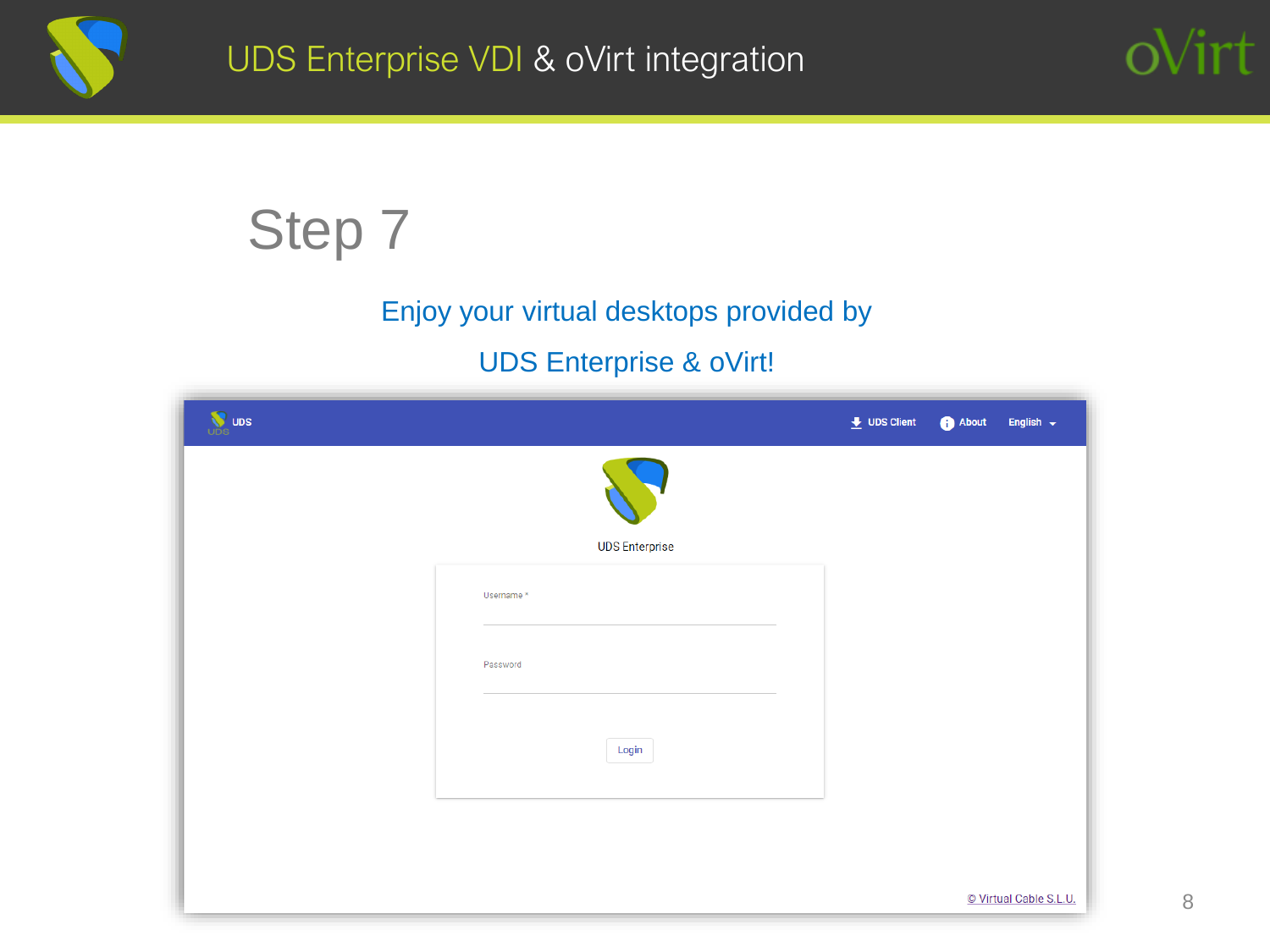# Step 7

Enjoy your virtual desktops provided by

UDS Enterprise & oVirt!

UDS | UDS Client | About | English

UDS Enterprise

Username *

Password

Login

© Virtual Cable S.L.U.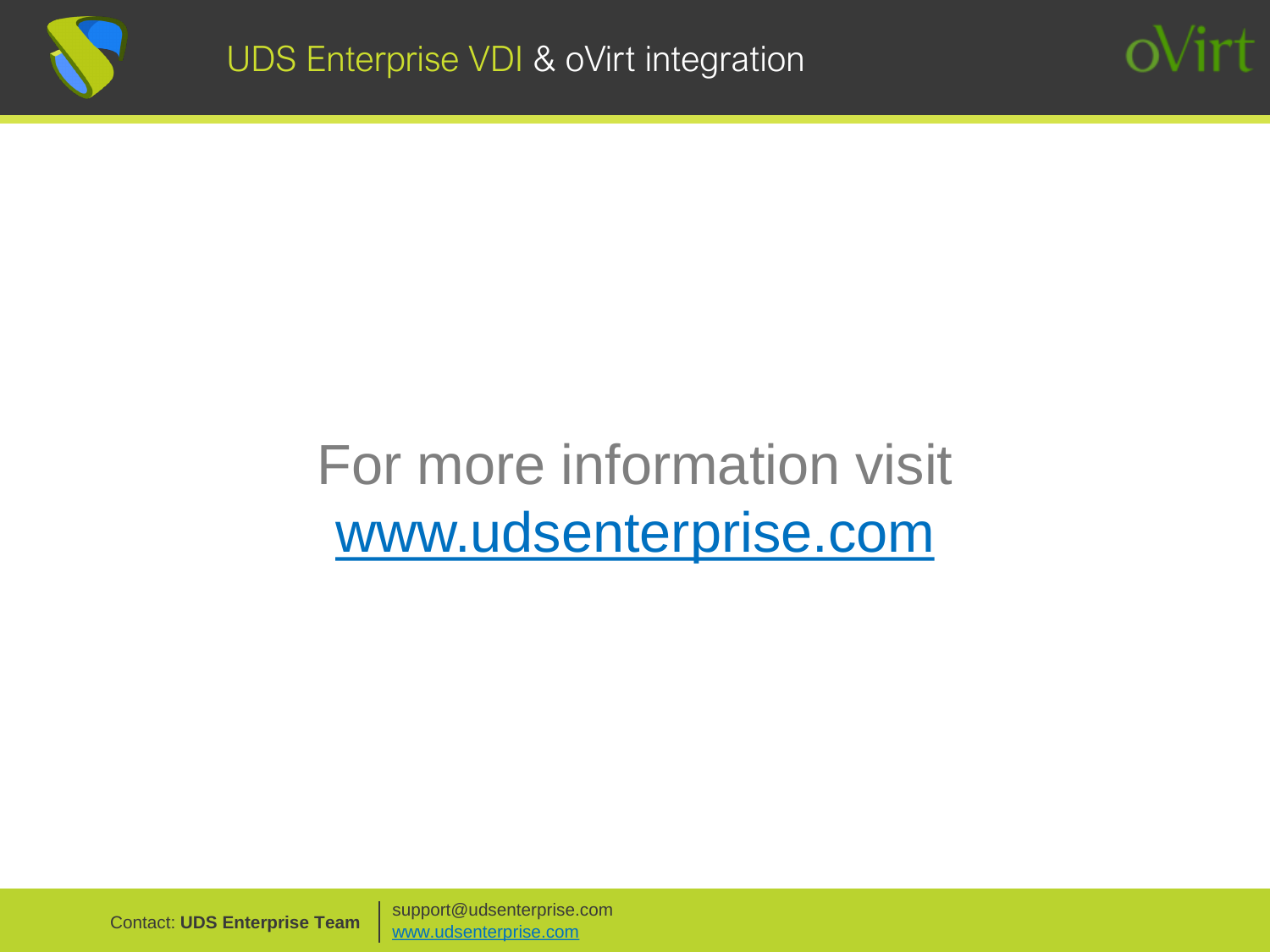For more information visit
www.udsenterprise.com